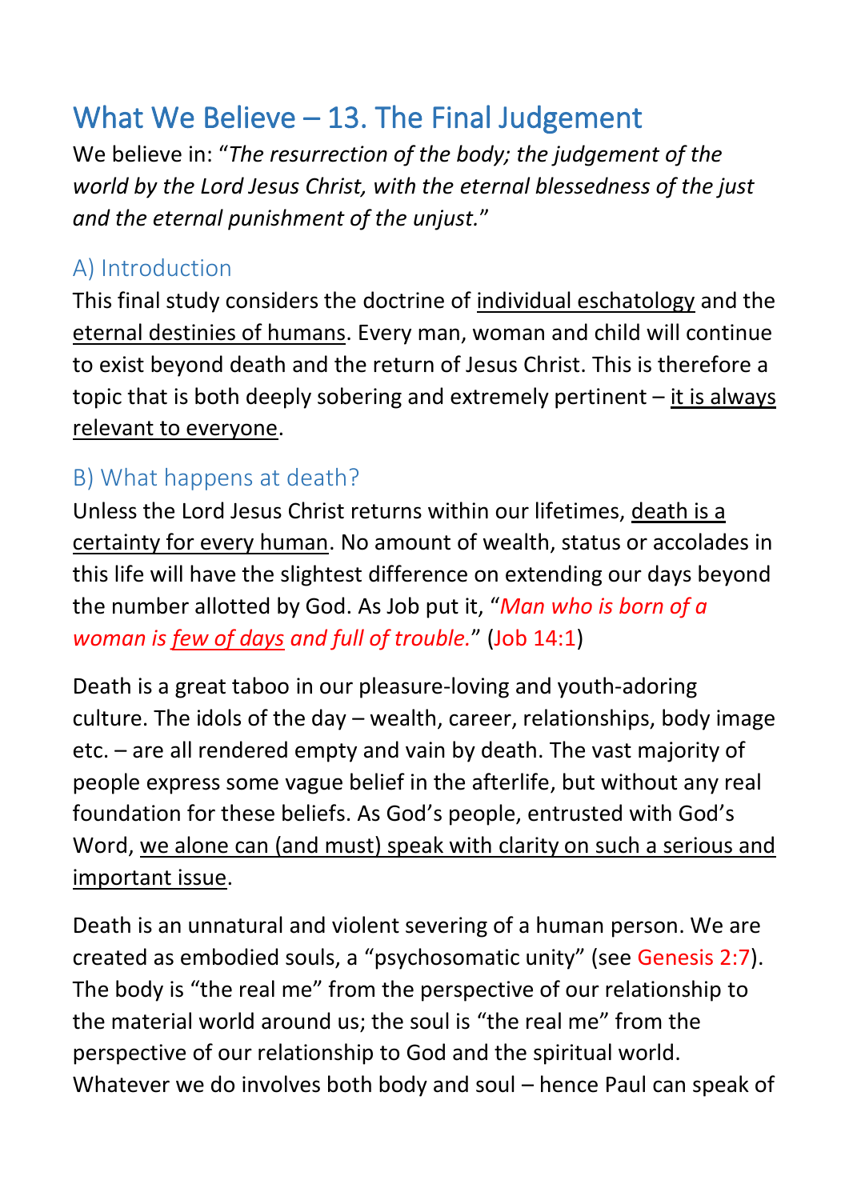# What We Believe – 13. The Final Judgement

We believe in: "*The resurrection of the body; the judgement of the world by the Lord Jesus Christ, with the eternal blessedness of the just and the eternal punishment of the unjust.*"

## A) Introduction

This final study considers the doctrine of <u>individual eschatology</u> and the <u>eternal destinies of humans</u>. Every man, woman and child will continue to exist beyond death and the return of Jesus Christ. This is therefore a topic that is both deeply sobering and extremely pertinent – <u>it is always relevant to everyone</u>.

## B) What happens at death?

Unless the Lord Jesus Christ returns within our lifetimes, <u>death is a certainty for every human</u>. No amount of wealth, status or accolades in this life will have the slightest difference on extending our days beyond the number allotted by God. As Job put it, "*Man who is born of a woman is <u>few of days</u> and full of trouble.*" (Job 14:1)

Death is a great taboo in our pleasure-loving and youth-adoring culture. The idols of the day – wealth, career, relationships, body image etc. – are all rendered empty and vain by death. The vast majority of people express some vague belief in the afterlife, but without any real foundation for these beliefs. As God's people, entrusted with God's Word, <u>we alone can (and must) speak with clarity on such a serious and important issue</u>.

Death is an unnatural and violent severing of a human person. We are created as embodied souls, a "psychosomatic unity" (see Genesis 2:7). The body is "the real me" from the perspective of our relationship to the material world around us; the soul is "the real me" from the perspective of our relationship to God and the spiritual world. Whatever we do involves both body and soul – hence Paul can speak of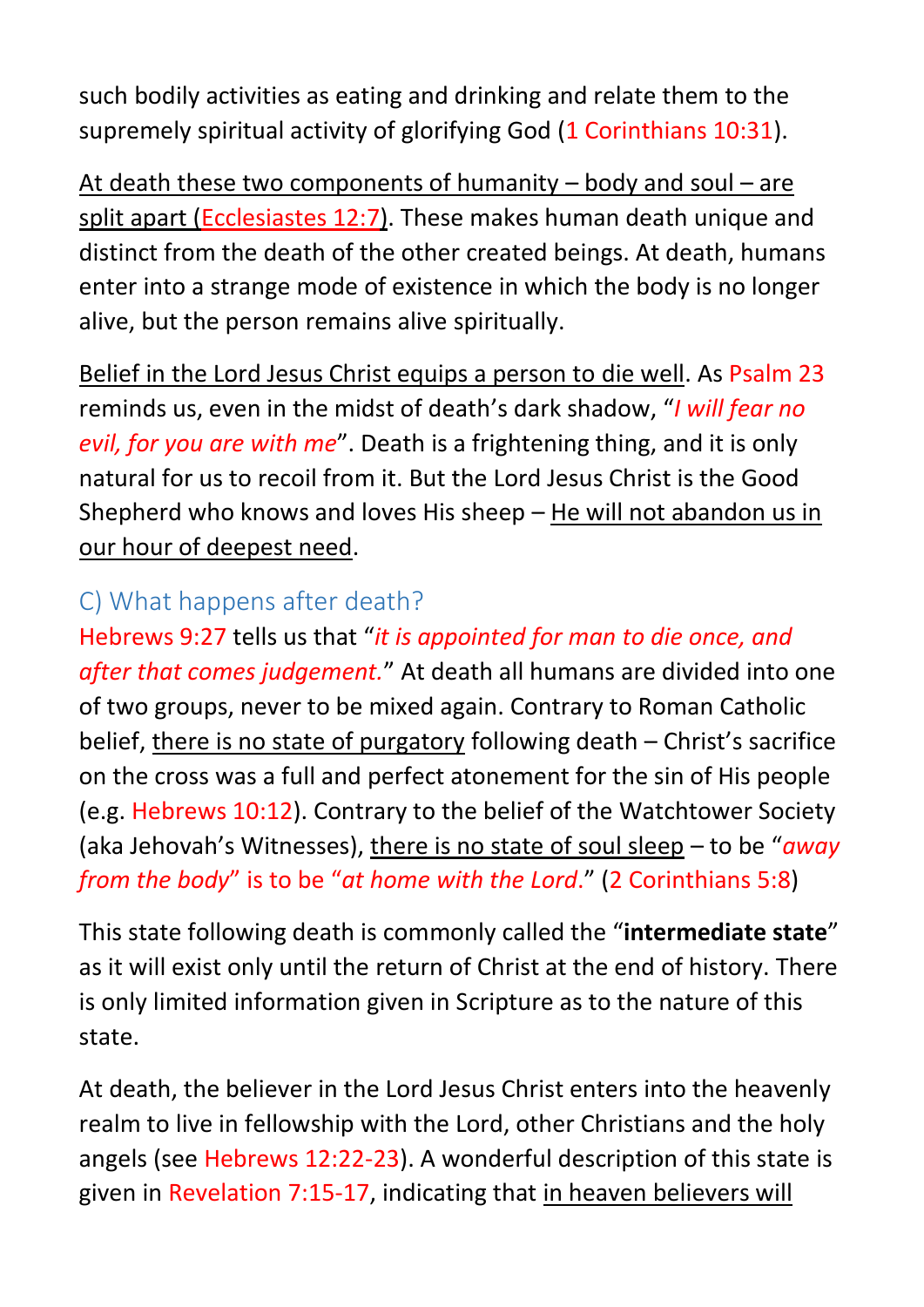such bodily activities as eating and drinking and relate them to the supremely spiritual activity of glorifying God (1 Corinthians 10:31).

<u>At death these two components of humanity – body and soul – are split apart (Ecclesiastes 12:7)</u>. These makes human death unique and distinct from the death of the other created beings. At death, humans enter into a strange mode of existence in which the body is no longer alive, but the person remains alive spiritually.

<u>Belief in the Lord Jesus Christ equips a person to die well</u>. As Psalm 23 reminds us, even in the midst of death's dark shadow, "*I will fear no evil, for you are with me*". Death is a frightening thing, and it is only natural for us to recoil from it. But the Lord Jesus Christ is the Good Shepherd who knows and loves His sheep – <u>He will not abandon us in our hour of deepest need</u>.

## C) What happens after death?

Hebrews 9:27 tells us that "*it is appointed for man to die once, and after that comes judgement.*" At death all humans are divided into one of two groups, never to be mixed again. Contrary to Roman Catholic belief, <u>there is no state of purgatory</u> following death – Christ's sacrifice on the cross was a full and perfect atonement for the sin of His people (e.g. Hebrews 10:12). Contrary to the belief of the Watchtower Society (aka Jehovah's Witnesses), <u>there is no state of soul sleep</u> – to be "*away from the body*" is to be "*at home with the Lord.*" (2 Corinthians 5:8)

This state following death is commonly called the "**intermediate state**" as it will exist only until the return of Christ at the end of history. There is only limited information given in Scripture as to the nature of this state.

At death, the believer in the Lord Jesus Christ enters into the heavenly realm to live in fellowship with the Lord, other Christians and the holy angels (see Hebrews 12:22-23). A wonderful description of this state is given in Revelation 7:15-17, indicating that <u>in heaven believers will</u>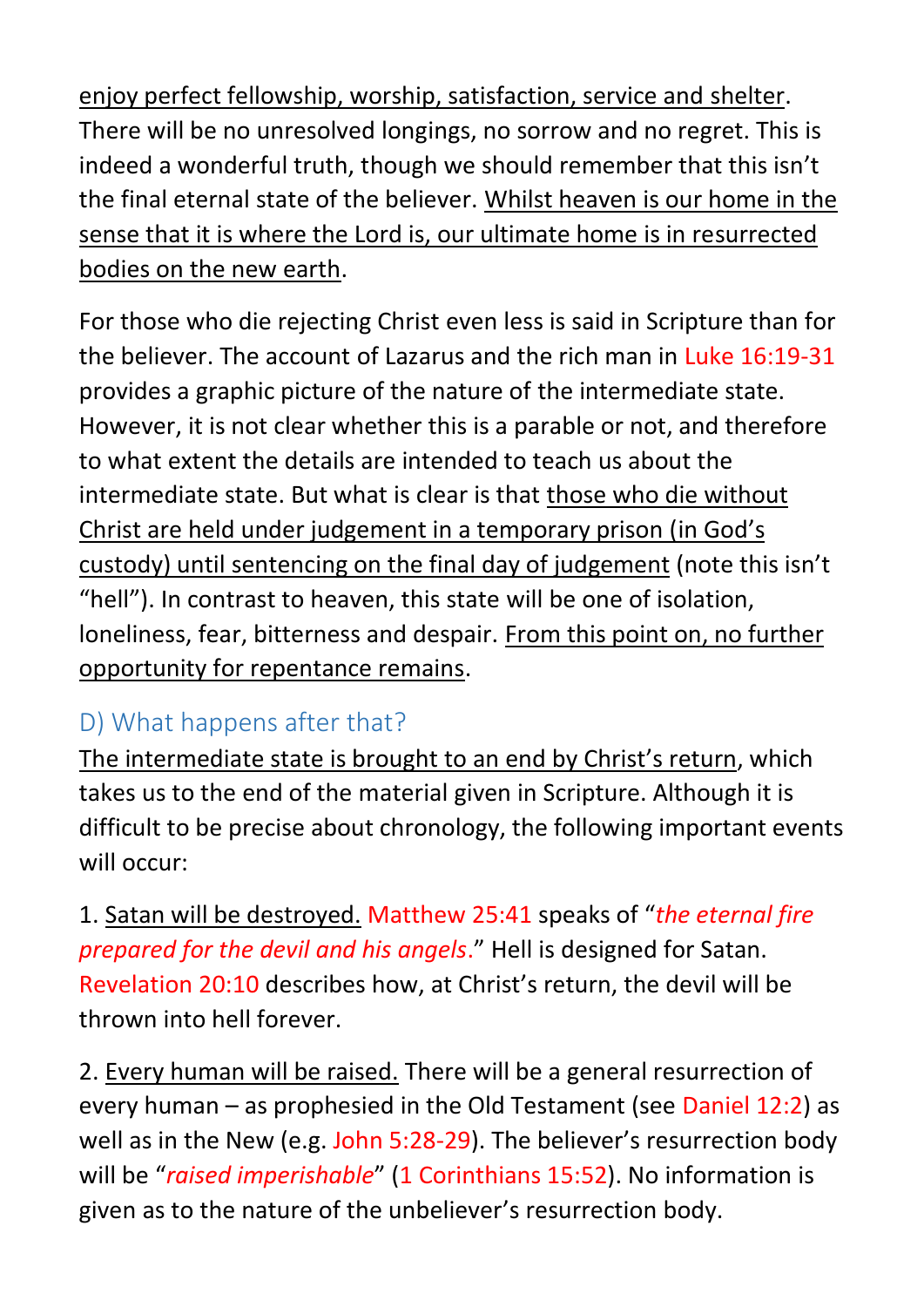enjoy perfect fellowship, worship, satisfaction, service and shelter. There will be no unresolved longings, no sorrow and no regret. This is indeed a wonderful truth, though we should remember that this isn't the final eternal state of the believer. Whilst heaven is our home in the sense that it is where the Lord is, our ultimate home is in resurrected bodies on the new earth.

For those who die rejecting Christ even less is said in Scripture than for the believer. The account of Lazarus and the rich man in Luke 16:19-31 provides a graphic picture of the nature of the intermediate state. However, it is not clear whether this is a parable or not, and therefore to what extent the details are intended to teach us about the intermediate state. But what is clear is that those who die without Christ are held under judgement in a temporary prison (in God's custody) until sentencing on the final day of judgement (note this isn't "hell"). In contrast to heaven, this state will be one of isolation, loneliness, fear, bitterness and despair. From this point on, no further opportunity for repentance remains.

## D) What happens after that?

The intermediate state is brought to an end by Christ's return, which takes us to the end of the material given in Scripture. Although it is difficult to be precise about chronology, the following important events will occur:

1. Satan will be destroyed. Matthew 25:41 speaks of "*the eternal fire prepared for the devil and his angels*." Hell is designed for Satan. Revelation 20:10 describes how, at Christ's return, the devil will be thrown into hell forever.

2. Every human will be raised. There will be a general resurrection of every human – as prophesied in the Old Testament (see Daniel 12:2) as well as in the New (e.g. John 5:28-29). The believer's resurrection body will be "*raised imperishable*" (1 Corinthians 15:52). No information is given as to the nature of the unbeliever's resurrection body.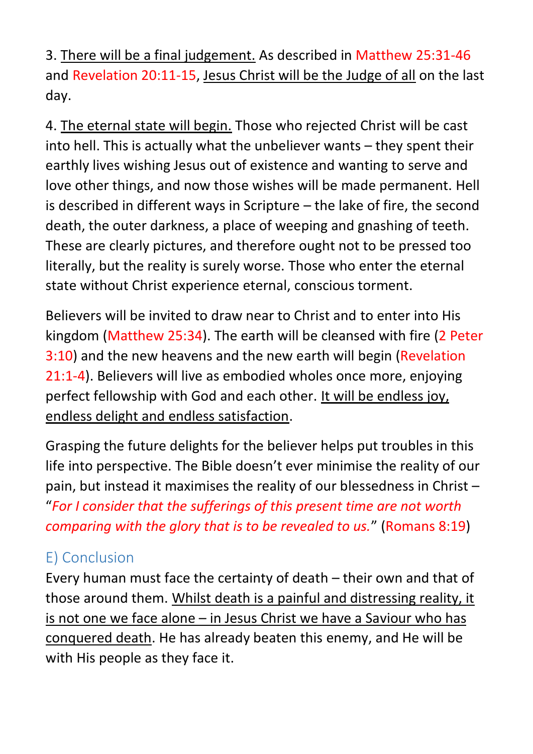3. There will be a final judgement. As described in Matthew 25:31-46 and Revelation 20:11-15, Jesus Christ will be the Judge of all on the last day.

4. The eternal state will begin. Those who rejected Christ will be cast into hell. This is actually what the unbeliever wants – they spent their earthly lives wishing Jesus out of existence and wanting to serve and love other things, and now those wishes will be made permanent. Hell is described in different ways in Scripture – the lake of fire, the second death, the outer darkness, a place of weeping and gnashing of teeth. These are clearly pictures, and therefore ought not to be pressed too literally, but the reality is surely worse. Those who enter the eternal state without Christ experience eternal, conscious torment.

Believers will be invited to draw near to Christ and to enter into His kingdom (Matthew 25:34). The earth will be cleansed with fire (2 Peter 3:10) and the new heavens and the new earth will begin (Revelation 21:1-4). Believers will live as embodied wholes once more, enjoying perfect fellowship with God and each other. It will be endless joy, endless delight and endless satisfaction.

Grasping the future delights for the believer helps put troubles in this life into perspective. The Bible doesn't ever minimise the reality of our pain, but instead it maximises the reality of our blessedness in Christ – "*For I consider that the sufferings of this present time are not worth comparing with the glory that is to be revealed to us.*" (Romans 8:19)

## E) Conclusion

Every human must face the certainty of death – their own and that of those around them. Whilst death is a painful and distressing reality, it is not one we face alone – in Jesus Christ we have a Saviour who has conquered death. He has already beaten this enemy, and He will be with His people as they face it.